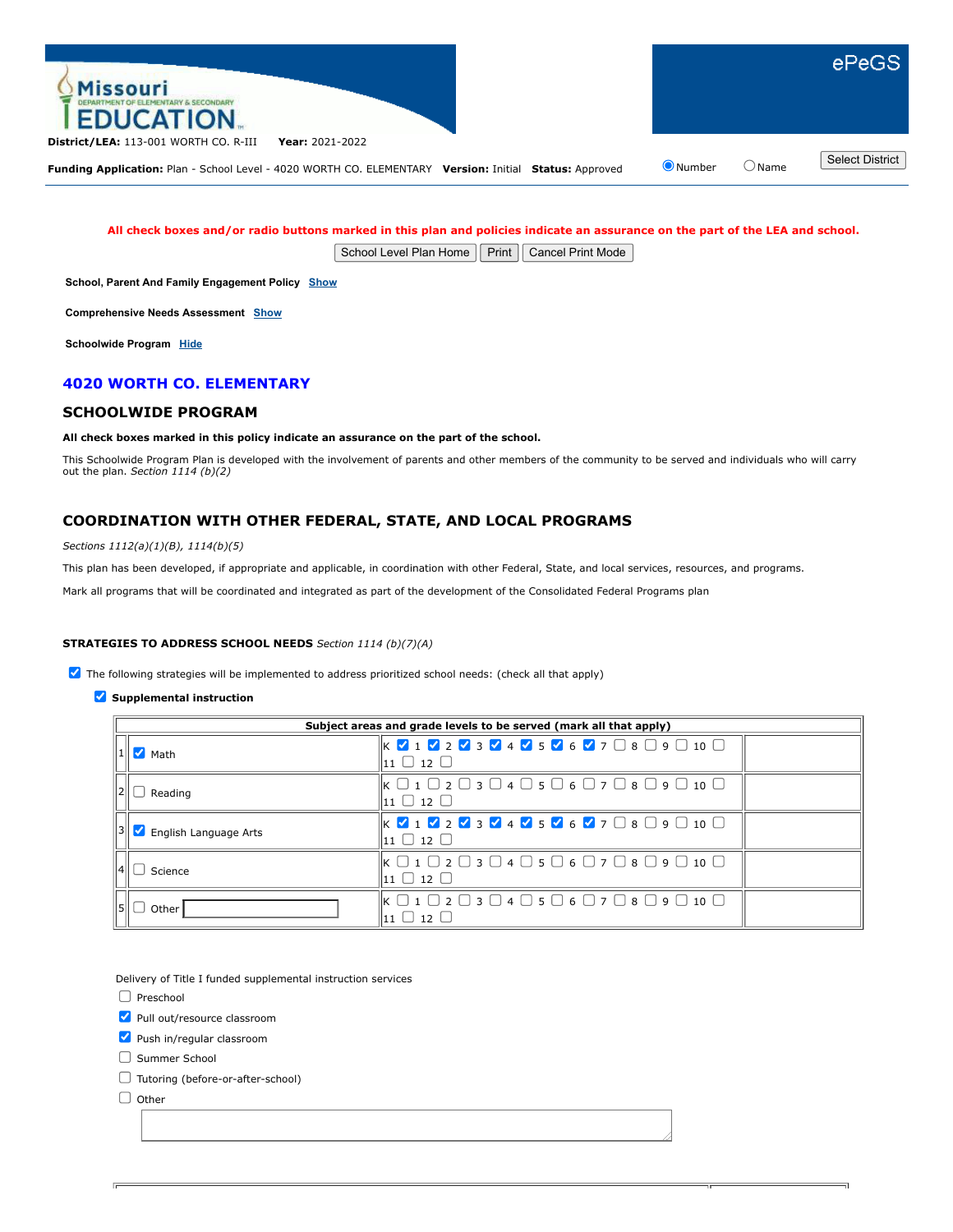Missouri Department of Elementary & Secondary Education | ePeGS

**District/LEA:** 113-001 WORTH CO. R-III **Year:** 2021-2022

**Funding Application:** Plan - School Level - 4020 WORTH CO. ELEMENTARY **Version:** Initial **Status:** Approved

◉ Number ○ Name [Select District]

**All check boxes and/or radio buttons marked in this plan and policies indicate an assurance on the part of the LEA and school.**

[School Level Plan Home] [Print] [Cancel Print Mode]

**School, Parent And Family Engagement Policy** Show

**Comprehensive Needs Assessment** Show

**Schoolwide Program** Hide

## 4020 WORTH CO. ELEMENTARY

## SCHOOLWIDE PROGRAM

**All check boxes marked in this policy indicate an assurance on the part of the school.**

This Schoolwide Program Plan is developed with the involvement of parents and other members of the community to be served and individuals who will carry out the plan. *Section 1114 (b)(2)*

## COORDINATION WITH OTHER FEDERAL, STATE, AND LOCAL PROGRAMS

*Sections 1112(a)(1)(B), 1114(b)(5)*

This plan has been developed, if appropriate and applicable, in coordination with other Federal, State, and local services, resources, and programs.

Mark all programs that will be coordinated and integrated as part of the development of the Consolidated Federal Programs plan

**STRATEGIES TO ADDRESS SCHOOL NEEDS** *Section 1114 (b)(7)(A)*

☑ The following strategies will be implemented to address prioritized school needs: (check all that apply)

☑ **Supplemental instruction**

| | Subject areas and grade levels to be served (mark all that apply) | | |
|---|---|---|---|
| 1 | ☑ Math | K ☑ 1 ☑ 2 ☑ 3 ☑ 4 ☑ 5 ☑ 6 ☑ 7 ☐ 8 ☐ 9 ☐ 10 ☐ 11 ☐ 12 ☐ | |
| 2 | ☐ Reading | K ☐ 1 ☐ 2 ☐ 3 ☐ 4 ☐ 5 ☐ 6 ☐ 7 ☐ 8 ☐ 9 ☐ 10 ☐ 11 ☐ 12 ☐ | |
| 3 | ☑ English Language Arts | K ☑ 1 ☑ 2 ☑ 3 ☑ 4 ☑ 5 ☑ 6 ☑ 7 ☐ 8 ☐ 9 ☐ 10 ☐ 11 ☐ 12 ☐ | |
| 4 | ☐ Science | K ☐ 1 ☐ 2 ☐ 3 ☐ 4 ☐ 5 ☐ 6 ☐ 7 ☐ 8 ☐ 9 ☐ 10 ☐ 11 ☐ 12 ☐ | |
| 5 | ☐ Other | K ☐ 1 ☐ 2 ☐ 3 ☐ 4 ☐ 5 ☐ 6 ☐ 7 ☐ 8 ☐ 9 ☐ 10 ☐ 11 ☐ 12 ☐ | |

Delivery of Title I funded supplemental instruction services

- ☐ Preschool
- ☑ Pull out/resource classroom
- ☑ Push in/regular classroom
- ☐ Summer School
- ☐ Tutoring (before-or-after-school)
- ☐ Other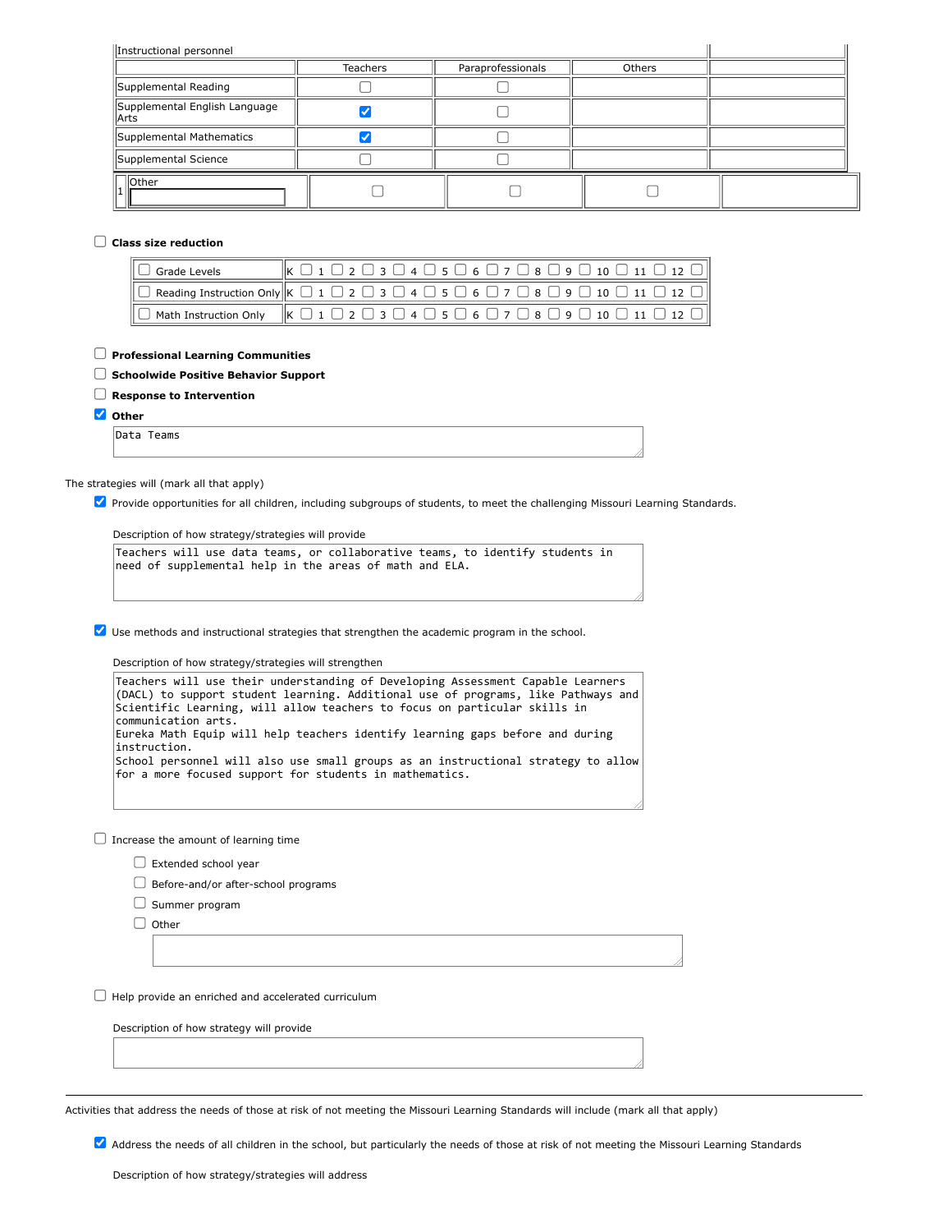| Instructional personnel | | | | |
|---|---|---|---|---|
| | Teachers | Paraprofessionals | Others | |
| Supplemental Reading | ☐ | ☐ | | |
| Supplemental English Language Arts | ☑ | ☐ | | |
| Supplemental Mathematics | ☑ | ☐ | | |
| Supplemental Science | ☐ | ☐ | | |
| 1 Other | ☐ | ☐ | ☐ | |

☐ **Class size reduction**

| | |
|---|---|
| ☐ Grade Levels | K ☐ 1 ☐ 2 ☐ 3 ☐ 4 ☐ 5 ☐ 6 ☐ 7 ☐ 8 ☐ 9 ☐ 10 ☐ 11 ☐ 12 ☐ |
| ☐ Reading Instruction Only | K ☐ 1 ☐ 2 ☐ 3 ☐ 4 ☐ 5 ☐ 6 ☐ 7 ☐ 8 ☐ 9 ☐ 10 ☐ 11 ☐ 12 ☐ |
| ☐ Math Instruction Only | K ☐ 1 ☐ 2 ☐ 3 ☐ 4 ☐ 5 ☐ 6 ☐ 7 ☐ 8 ☐ 9 ☐ 10 ☐ 11 ☐ 12 ☐ |

☐ **Professional Learning Communities**

☐ **Schoolwide Positive Behavior Support**

☐ **Response to Intervention**

☑ **Other**

Data Teams

The strategies will (mark all that apply)

☑ Provide opportunities for all children, including subgroups of students, to meet the challenging Missouri Learning Standards.

Description of how strategy/strategies will provide

Teachers will use data teams, or collaborative teams, to identify students in need of supplemental help in the areas of math and ELA.

☑ Use methods and instructional strategies that strengthen the academic program in the school.

Description of how strategy/strategies will strengthen

Teachers will use their understanding of Developing Assessment Capable Learners (DACL) to support student learning. Additional use of programs, like Pathways and Scientific Learning, will allow teachers to focus on particular skills in communication arts.
Eureka Math Equip will help teachers identify learning gaps before and during instruction.
School personnel will also use small groups as an instructional strategy to allow for a more focused support for students in mathematics.

☐ Increase the amount of learning time

- ☐ Extended school year
- ☐ Before-and/or after-school programs
- ☐ Summer program
- ☐ Other

☐ Help provide an enriched and accelerated curriculum

Description of how strategy will provide

---

Activities that address the needs of those at risk of not meeting the Missouri Learning Standards will include (mark all that apply)

☑ Address the needs of all children in the school, but particularly the needs of those at risk of not meeting the Missouri Learning Standards

Description of how strategy/strategies will address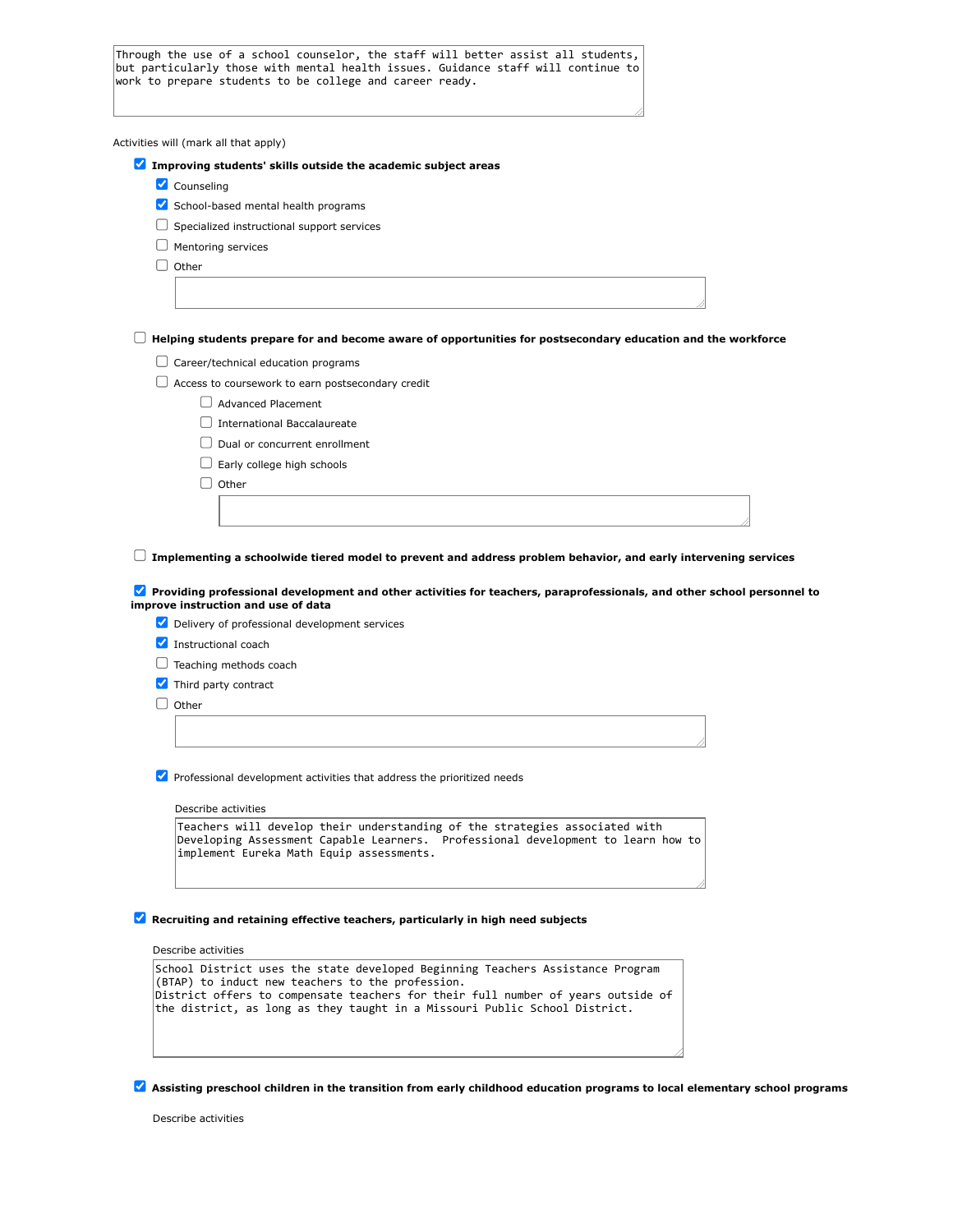Through the use of a school counselor, the staff will better assist all students, but particularly those with mental health issues. Guidance staff will continue to work to prepare students to be college and career ready.

Activities will (mark all that apply)

- [x] **Improving students' skills outside the academic subject areas**
  - [x] Counseling
  - [x] School-based mental health programs
  - [ ] Specialized instructional support services
  - [ ] Mentoring services
  - [ ] Other

- [ ] **Helping students prepare for and become aware of opportunities for postsecondary education and the workforce**
  - [ ] Career/technical education programs
  - [ ] Access to coursework to earn postsecondary credit
    - [ ] Advanced Placement
    - [ ] International Baccalaureate
    - [ ] Dual or concurrent enrollment
    - [ ] Early college high schools
    - [ ] Other

- [ ] **Implementing a schoolwide tiered model to prevent and address problem behavior, and early intervening services**

- [x] **Providing professional development and other activities for teachers, paraprofessionals, and other school personnel to improve instruction and use of data**
  - [x] Delivery of professional development services
  - [x] Instructional coach
  - [ ] Teaching methods coach
  - [x] Third party contract
  - [ ] Other

  - [x] Professional development activities that address the prioritized needs

  Describe activities

  Teachers will develop their understanding of the strategies associated with Developing Assessment Capable Learners. Professional development to learn how to implement Eureka Math Equip assessments.

- [x] **Recruiting and retaining effective teachers, particularly in high need subjects**

  Describe activities

  School District uses the state developed Beginning Teachers Assistance Program (BTAP) to induct new teachers to the profession.
  District offers to compensate teachers for their full number of years outside of the district, as long as they taught in a Missouri Public School District.

- [x] **Assisting preschool children in the transition from early childhood education programs to local elementary school programs**

  Describe activities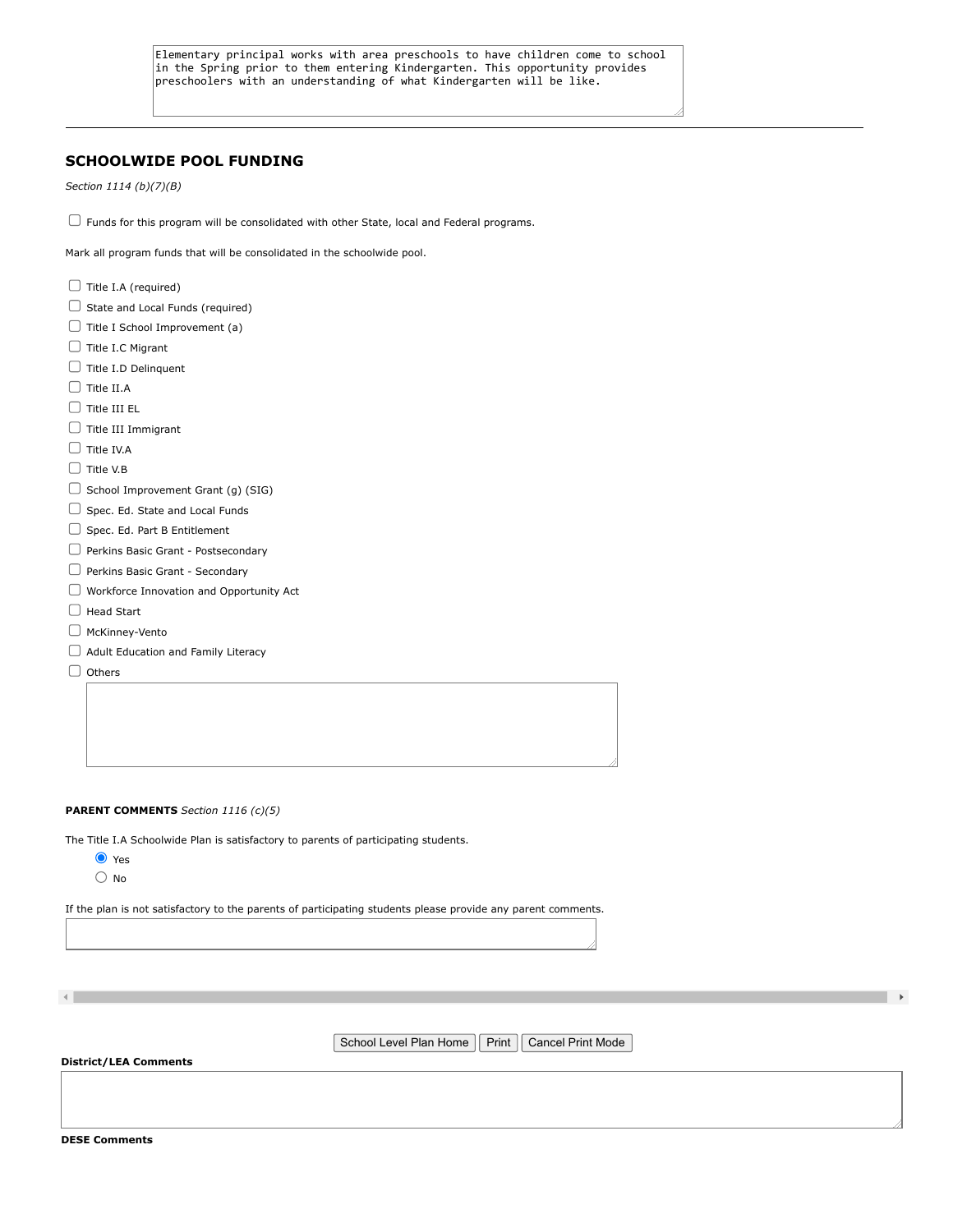Elementary principal works with area preschools to have children come to school in the Spring prior to them entering Kindergarten. This opportunity provides preschoolers with an understanding of what Kindergarten will be like.

---

## SCHOOLWIDE POOL FUNDING

*Section 1114 (b)(7)(B)*

- [ ] Funds for this program will be consolidated with other State, local and Federal programs.

Mark all program funds that will be consolidated in the schoolwide pool.

- [ ] Title I.A (required)
- [ ] State and Local Funds (required)
- [ ] Title I School Improvement (a)
- [ ] Title I.C Migrant
- [ ] Title I.D Delinquent
- [ ] Title II.A
- [ ] Title III EL
- [ ] Title III Immigrant
- [ ] Title IV.A
- [ ] Title V.B
- [ ] School Improvement Grant (g) (SIG)
- [ ] Spec. Ed. State and Local Funds
- [ ] Spec. Ed. Part B Entitlement
- [ ] Perkins Basic Grant - Postsecondary
- [ ] Perkins Basic Grant - Secondary
- [ ] Workforce Innovation and Opportunity Act
- [ ] Head Start
- [ ] McKinney-Vento
- [ ] Adult Education and Family Literacy
- [ ] Others

**PARENT COMMENTS** *Section 1116 (c)(5)*

The Title I.A Schoolwide Plan is satisfactory to parents of participating students.

- (●) Yes
- ( ) No

If the plan is not satisfactory to the parents of participating students please provide any parent comments.

School Level Plan Home | Print | Cancel Print Mode

**District/LEA Comments**

**DESE Comments**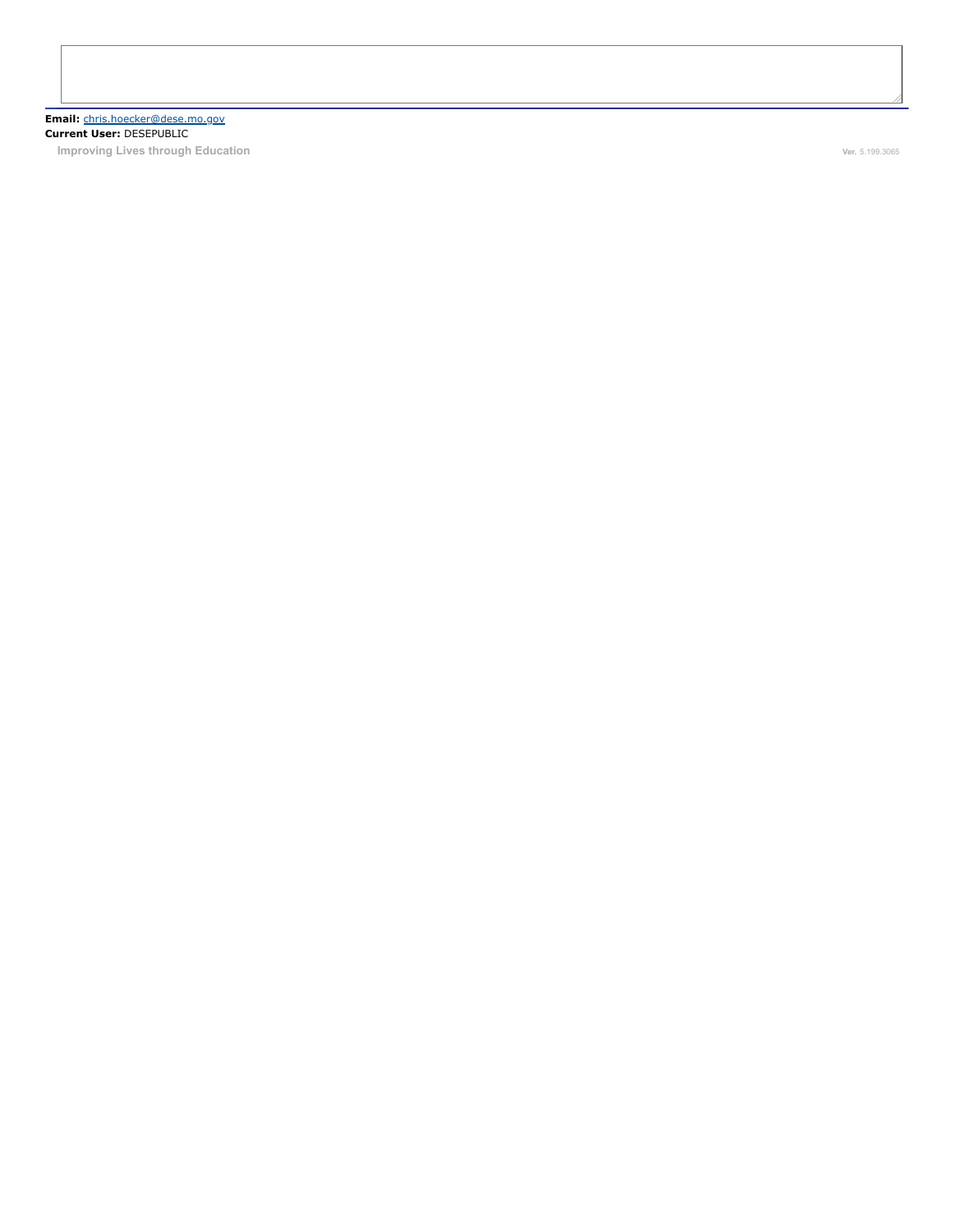**Email:** chris.hoecker@dese.mo.gov
**Current User:** DESEPUBLIC

Improving Lives through Education

Ver. 5.199.3065